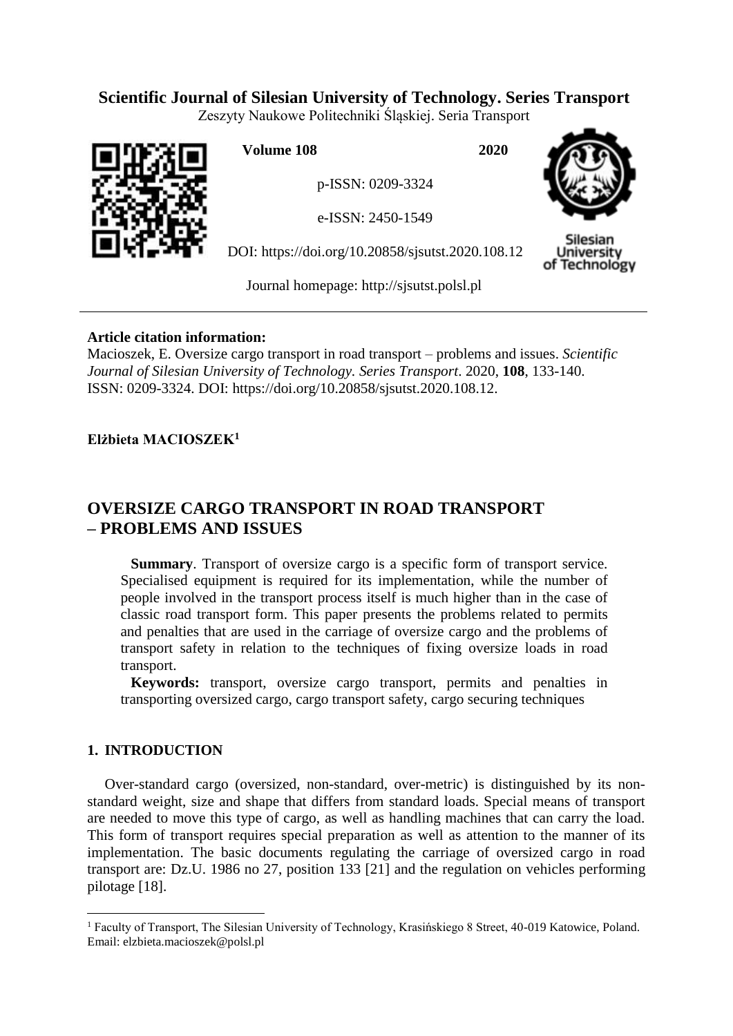**Scientific Journal of Silesian University of Technology. Series Transport**

Zeszyty Naukowe Politechniki Śląskiej. Seria Transport

**Volume 108** **2020**

p-ISSN: 0209-3324

e-ISSN: 2450-1549

DOI: https://doi.org/10.20858/sjsutst.2020.108.12

Journal homepage: http://sjsutst.polsl.pl

---

**Article citation information:**

Macioszek, E. Oversize cargo transport in road transport – problems and issues. *Scientific Journal of Silesian University of Technology. Series Transport*. 2020, **108**, 133-140. ISSN: 0209-3324. DOI: https://doi.org/10.20858/sjsutst.2020.108.12.

**Elżbieta MACIOSZEK**[1]

# OVERSIZE CARGO TRANSPORT IN ROAD TRANSPORT – PROBLEMS AND ISSUES

**Summary**. Transport of oversize cargo is a specific form of transport service. Specialised equipment is required for its implementation, while the number of people involved in the transport process itself is much higher than in the case of classic road transport form. This paper presents the problems related to permits and penalties that are used in the carriage of oversize cargo and the problems of transport safety in relation to the techniques of fixing oversize loads in road transport.

**Keywords:** transport, oversize cargo transport, permits and penalties in transporting oversized cargo, cargo transport safety, cargo securing techniques

## 1. INTRODUCTION

Over-standard cargo (oversized, non-standard, over-metric) is distinguished by its non-standard weight, size and shape that differs from standard loads. Special means of transport are needed to move this type of cargo, as well as handling machines that can carry the load. This form of transport requires special preparation as well as attention to the manner of its implementation. The basic documents regulating the carriage of oversized cargo in road transport are: Dz.U. 1986 no 27, position 133 [21] and the regulation on vehicles performing pilotage [18].

---

[1] Faculty of Transport, The Silesian University of Technology, Krasińskiego 8 Street, 40-019 Katowice, Poland. Email: elzbieta.macioszek@polsl.pl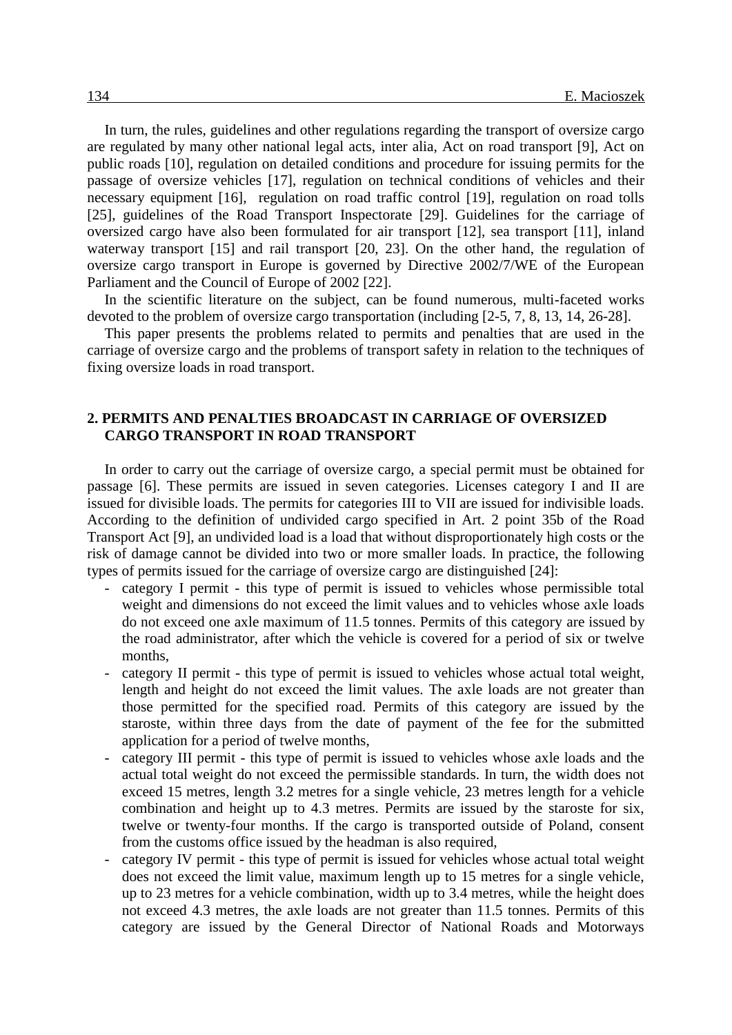In turn, the rules, guidelines and other regulations regarding the transport of oversize cargo are regulated by many other national legal acts, inter alia, Act on road transport [9], Act on public roads [10], regulation on detailed conditions and procedure for issuing permits for the passage of oversize vehicles [17], regulation on technical conditions of vehicles and their necessary equipment [16], regulation on road traffic control [19], regulation on road tolls [25], guidelines of the Road Transport Inspectorate [29]. Guidelines for the carriage of oversized cargo have also been formulated for air transport [12], sea transport [11], inland waterway transport [15] and rail transport [20, 23]. On the other hand, the regulation of oversize cargo transport in Europe is governed by Directive 2002/7/WE of the European Parliament and the Council of Europe of 2002 [22].

In the scientific literature on the subject, can be found numerous, multi-faceted works devoted to the problem of oversize cargo transportation (including [2-5, 7, 8, 13, 14, 26-28].

This paper presents the problems related to permits and penalties that are used in the carriage of oversize cargo and the problems of transport safety in relation to the techniques of fixing oversize loads in road transport.

## 2. PERMITS AND PENALTIES BROADCAST IN CARRIAGE OF OVERSIZED CARGO TRANSPORT IN ROAD TRANSPORT

In order to carry out the carriage of oversize cargo, a special permit must be obtained for passage [6]. These permits are issued in seven categories. Licenses category I and II are issued for divisible loads. The permits for categories III to VII are issued for indivisible loads. According to the definition of undivided cargo specified in Art. 2 point 35b of the Road Transport Act [9], an undivided load is a load that without disproportionately high costs or the risk of damage cannot be divided into two or more smaller loads. In practice, the following types of permits issued for the carriage of oversize cargo are distinguished [24]:

- category I permit - this type of permit is issued to vehicles whose permissible total weight and dimensions do not exceed the limit values and to vehicles whose axle loads do not exceed one axle maximum of 11.5 tonnes. Permits of this category are issued by the road administrator, after which the vehicle is covered for a period of six or twelve months,
- category II permit - this type of permit is issued to vehicles whose actual total weight, length and height do not exceed the limit values. The axle loads are not greater than those permitted for the specified road. Permits of this category are issued by the staroste, within three days from the date of payment of the fee for the submitted application for a period of twelve months,
- category III permit - this type of permit is issued to vehicles whose axle loads and the actual total weight do not exceed the permissible standards. In turn, the width does not exceed 15 metres, length 3.2 metres for a single vehicle, 23 metres length for a vehicle combination and height up to 4.3 metres. Permits are issued by the staroste for six, twelve or twenty-four months. If the cargo is transported outside of Poland, consent from the customs office issued by the headman is also required,
- category IV permit - this type of permit is issued for vehicles whose actual total weight does not exceed the limit value, maximum length up to 15 metres for a single vehicle, up to 23 metres for a vehicle combination, width up to 3.4 metres, while the height does not exceed 4.3 metres, the axle loads are not greater than 11.5 tonnes. Permits of this category are issued by the General Director of National Roads and Motorways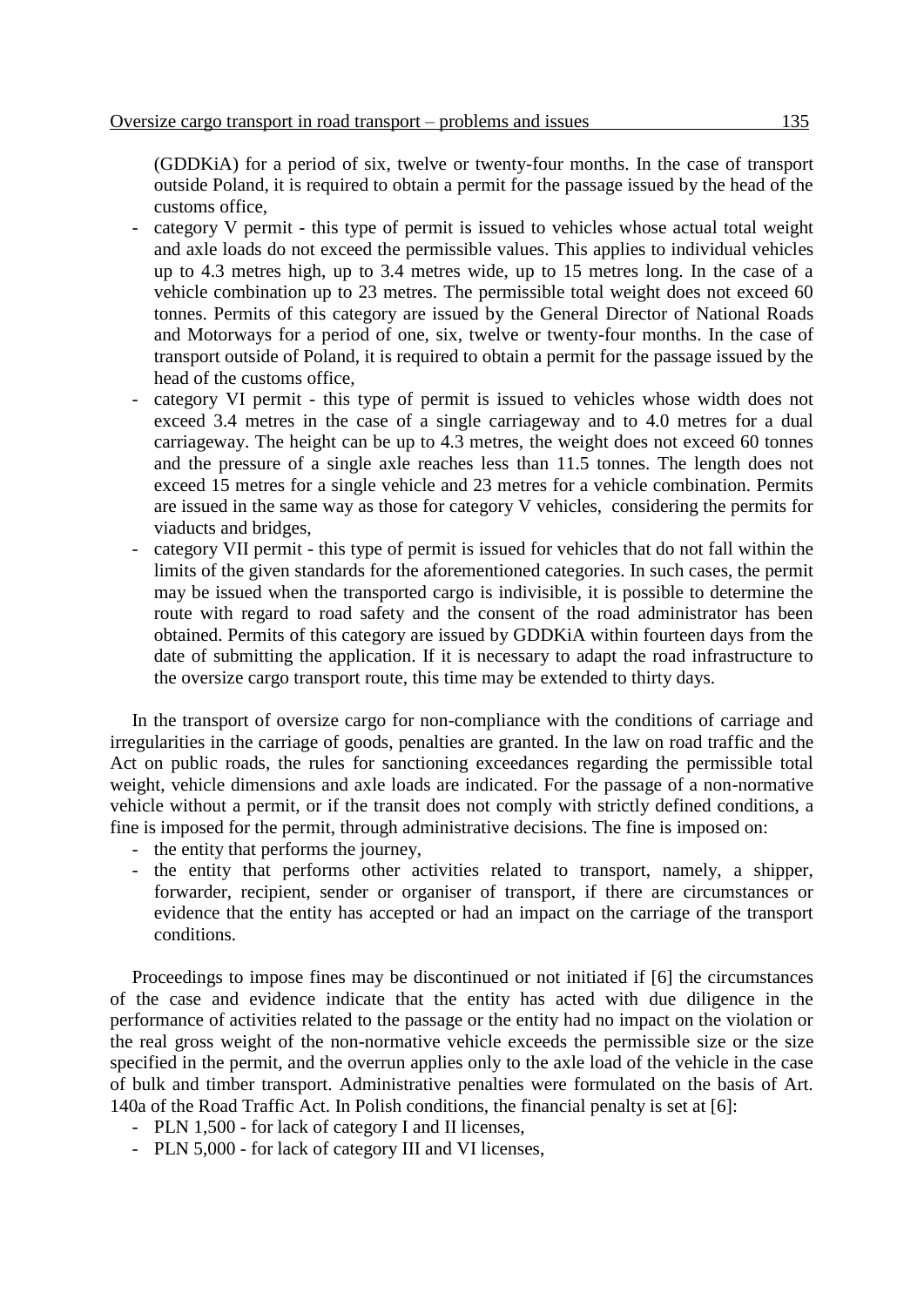(GDDKiA) for a period of six, twelve or twenty-four months. In the case of transport outside Poland, it is required to obtain a permit for the passage issued by the head of the customs office,

- category V permit - this type of permit is issued to vehicles whose actual total weight and axle loads do not exceed the permissible values. This applies to individual vehicles up to 4.3 metres high, up to 3.4 metres wide, up to 15 metres long. In the case of a vehicle combination up to 23 metres. The permissible total weight does not exceed 60 tonnes. Permits of this category are issued by the General Director of National Roads and Motorways for a period of one, six, twelve or twenty-four months. In the case of transport outside of Poland, it is required to obtain a permit for the passage issued by the head of the customs office,
- category VI permit - this type of permit is issued to vehicles whose width does not exceed 3.4 metres in the case of a single carriageway and to 4.0 metres for a dual carriageway. The height can be up to 4.3 metres, the weight does not exceed 60 tonnes and the pressure of a single axle reaches less than 11.5 tonnes. The length does not exceed 15 metres for a single vehicle and 23 metres for a vehicle combination. Permits are issued in the same way as those for category V vehicles, considering the permits for viaducts and bridges,
- category VII permit - this type of permit is issued for vehicles that do not fall within the limits of the given standards for the aforementioned categories. In such cases, the permit may be issued when the transported cargo is indivisible, it is possible to determine the route with regard to road safety and the consent of the road administrator has been obtained. Permits of this category are issued by GDDKiA within fourteen days from the date of submitting the application. If it is necessary to adapt the road infrastructure to the oversize cargo transport route, this time may be extended to thirty days.

In the transport of oversize cargo for non-compliance with the conditions of carriage and irregularities in the carriage of goods, penalties are granted. In the law on road traffic and the Act on public roads, the rules for sanctioning exceedances regarding the permissible total weight, vehicle dimensions and axle loads are indicated. For the passage of a non-normative vehicle without a permit, or if the transit does not comply with strictly defined conditions, a fine is imposed for the permit, through administrative decisions. The fine is imposed on:

- the entity that performs the journey,
- the entity that performs other activities related to transport, namely, a shipper, forwarder, recipient, sender or organiser of transport, if there are circumstances or evidence that the entity has accepted or had an impact on the carriage of the transport conditions.

Proceedings to impose fines may be discontinued or not initiated if [6] the circumstances of the case and evidence indicate that the entity has acted with due diligence in the performance of activities related to the passage or the entity had no impact on the violation or the real gross weight of the non-normative vehicle exceeds the permissible size or the size specified in the permit, and the overrun applies only to the axle load of the vehicle in the case of bulk and timber transport. Administrative penalties were formulated on the basis of Art. 140a of the Road Traffic Act. In Polish conditions, the financial penalty is set at [6]:

- PLN 1,500 - for lack of category I and II licenses,
- PLN 5,000 - for lack of category III and VI licenses,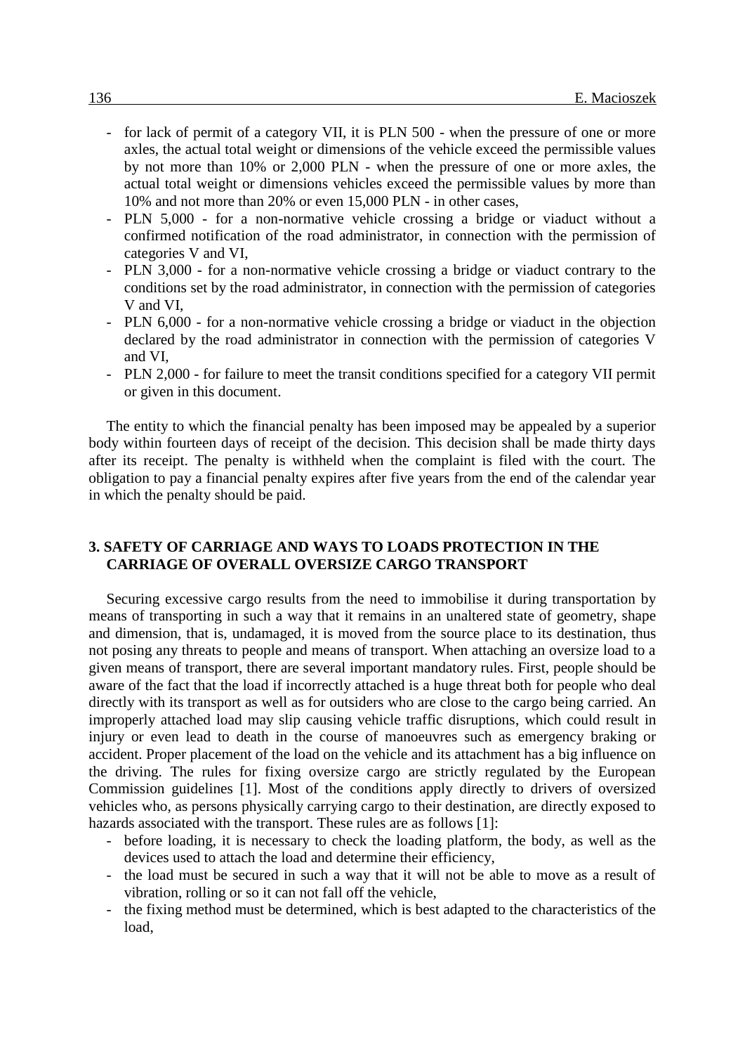- for lack of permit of a category VII, it is PLN 500 - when the pressure of one or more axles, the actual total weight or dimensions of the vehicle exceed the permissible values by not more than 10% or 2,000 PLN - when the pressure of one or more axles, the actual total weight or dimensions vehicles exceed the permissible values by more than 10% and not more than 20% or even 15,000 PLN - in other cases,
- PLN 5,000 - for a non-normative vehicle crossing a bridge or viaduct without a confirmed notification of the road administrator, in connection with the permission of categories V and VI,
- PLN 3,000 - for a non-normative vehicle crossing a bridge or viaduct contrary to the conditions set by the road administrator, in connection with the permission of categories V and VI,
- PLN 6,000 - for a non-normative vehicle crossing a bridge or viaduct in the objection declared by the road administrator in connection with the permission of categories V and VI,
- PLN 2,000 - for failure to meet the transit conditions specified for a category VII permit or given in this document.

The entity to which the financial penalty has been imposed may be appealed by a superior body within fourteen days of receipt of the decision. This decision shall be made thirty days after its receipt. The penalty is withheld when the complaint is filed with the court. The obligation to pay a financial penalty expires after five years from the end of the calendar year in which the penalty should be paid.

## 3. SAFETY OF CARRIAGE AND WAYS TO LOADS PROTECTION IN THE CARRIAGE OF OVERALL OVERSIZE CARGO TRANSPORT

Securing excessive cargo results from the need to immobilise it during transportation by means of transporting in such a way that it remains in an unaltered state of geometry, shape and dimension, that is, undamaged, it is moved from the source place to its destination, thus not posing any threats to people and means of transport. When attaching an oversize load to a given means of transport, there are several important mandatory rules. First, people should be aware of the fact that the load if incorrectly attached is a huge threat both for people who deal directly with its transport as well as for outsiders who are close to the cargo being carried. An improperly attached load may slip causing vehicle traffic disruptions, which could result in injury or even lead to death in the course of manoeuvres such as emergency braking or accident. Proper placement of the load on the vehicle and its attachment has a big influence on the driving. The rules for fixing oversize cargo are strictly regulated by the European Commission guidelines [1]. Most of the conditions apply directly to drivers of oversized vehicles who, as persons physically carrying cargo to their destination, are directly exposed to hazards associated with the transport. These rules are as follows [1]:

- before loading, it is necessary to check the loading platform, the body, as well as the devices used to attach the load and determine their efficiency,
- the load must be secured in such a way that it will not be able to move as a result of vibration, rolling or so it can not fall off the vehicle,
- the fixing method must be determined, which is best adapted to the characteristics of the load,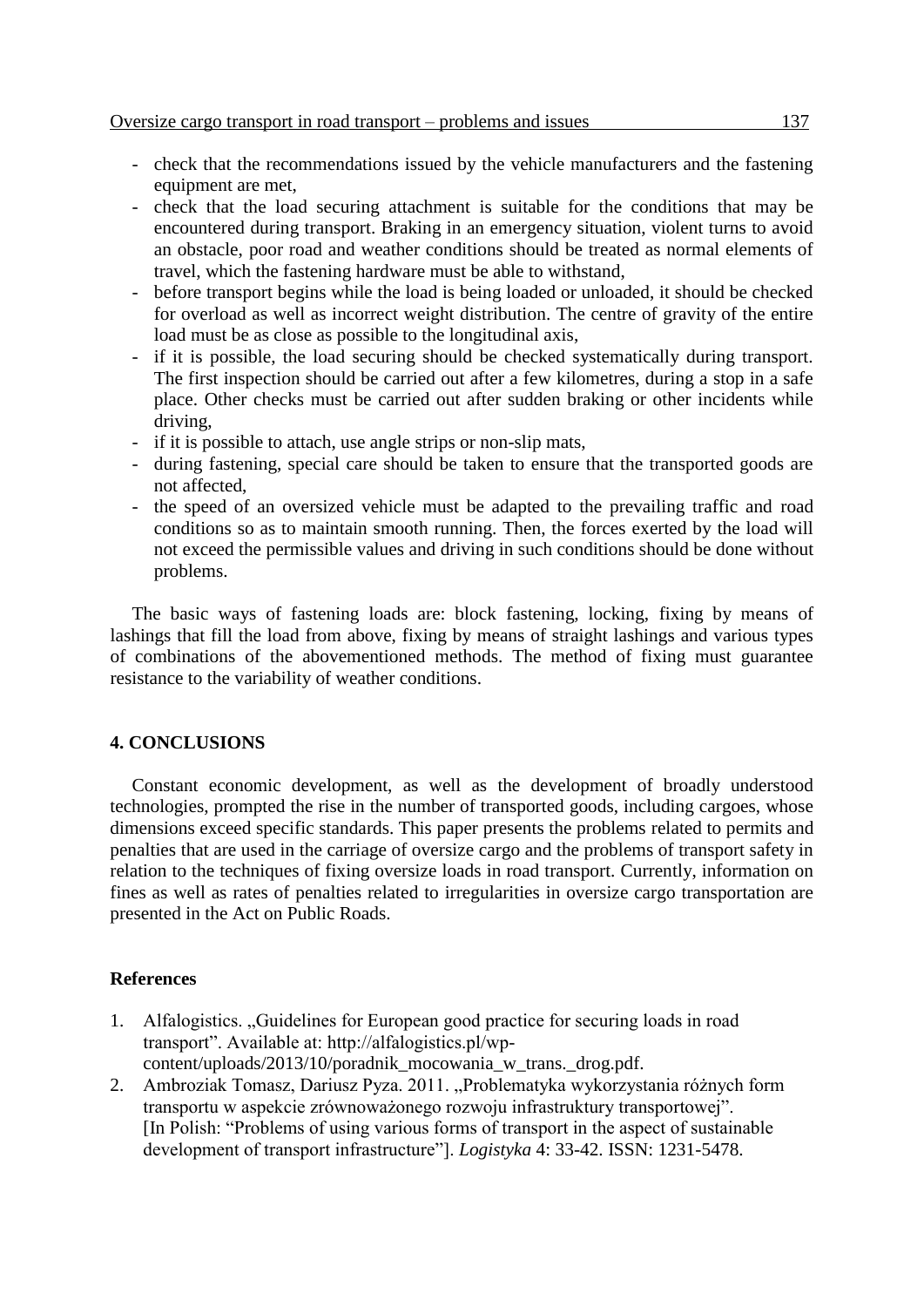- check that the recommendations issued by the vehicle manufacturers and the fastening equipment are met,
- check that the load securing attachment is suitable for the conditions that may be encountered during transport. Braking in an emergency situation, violent turns to avoid an obstacle, poor road and weather conditions should be treated as normal elements of travel, which the fastening hardware must be able to withstand,
- before transport begins while the load is being loaded or unloaded, it should be checked for overload as well as incorrect weight distribution. The centre of gravity of the entire load must be as close as possible to the longitudinal axis,
- if it is possible, the load securing should be checked systematically during transport. The first inspection should be carried out after a few kilometres, during a stop in a safe place. Other checks must be carried out after sudden braking or other incidents while driving,
- if it is possible to attach, use angle strips or non-slip mats,
- during fastening, special care should be taken to ensure that the transported goods are not affected,
- the speed of an oversized vehicle must be adapted to the prevailing traffic and road conditions so as to maintain smooth running. Then, the forces exerted by the load will not exceed the permissible values and driving in such conditions should be done without problems.

The basic ways of fastening loads are: block fastening, locking, fixing by means of lashings that fill the load from above, fixing by means of straight lashings and various types of combinations of the abovementioned methods. The method of fixing must guarantee resistance to the variability of weather conditions.

## 4. CONCLUSIONS

Constant economic development, as well as the development of broadly understood technologies, prompted the rise in the number of transported goods, including cargoes, whose dimensions exceed specific standards. This paper presents the problems related to permits and penalties that are used in the carriage of oversize cargo and the problems of transport safety in relation to the techniques of fixing oversize loads in road transport. Currently, information on fines as well as rates of penalties related to irregularities in oversize cargo transportation are presented in the Act on Public Roads.

### References

1. Alfalogistics. „Guidelines for European good practice for securing loads in road transport". Available at: http://alfalogistics.pl/wp-content/uploads/2013/10/poradnik_mocowania_w_trans._drog.pdf.
2. Ambroziak Tomasz, Dariusz Pyza. 2011. „Problematyka wykorzystania różnych form transportu w aspekcie zrównoważonego rozwoju infrastruktury transportowej". [In Polish: "Problems of using various forms of transport in the aspect of sustainable development of transport infrastructure"]. *Logistyka* 4: 33-42. ISSN: 1231-5478.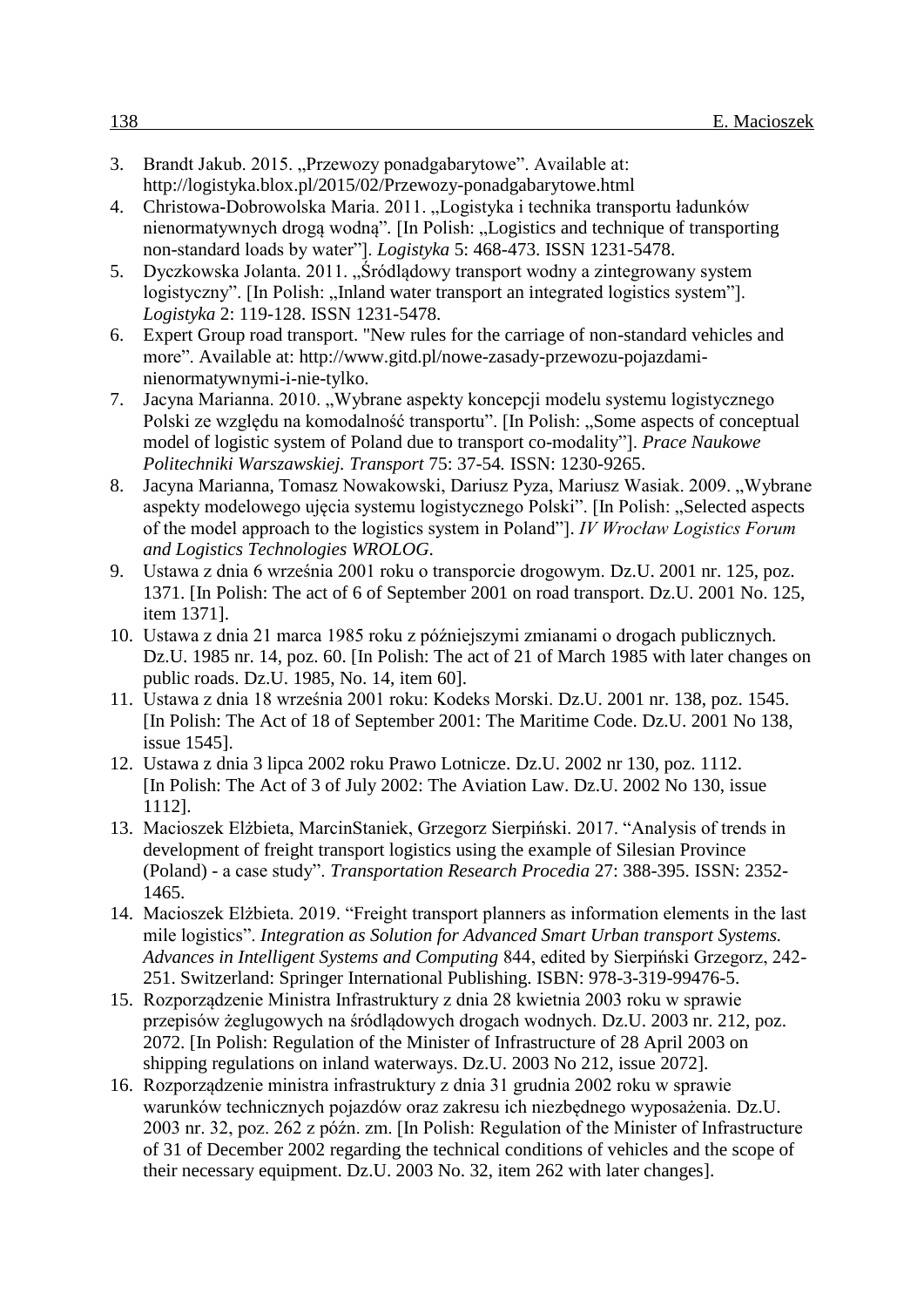3. Brandt Jakub. 2015. „Przewozy ponadgabarytowe". Available at: http://logistyka.blox.pl/2015/02/Przewozy-ponadgabarytowe.html
4. Christowa-Dobrowolska Maria. 2011. „Logistyka i technika transportu ładunków nienormatywnych drogą wodną". [In Polish: „Logistics and technique of transporting non-standard loads by water"]. *Logistyka* 5: 468-473. ISSN 1231-5478.
5. Dyczkowska Jolanta. 2011. „Śródlądowy transport wodny a zintegrowany system logistyczny". [In Polish: „Inland water transport an integrated logistics system"]. *Logistyka* 2: 119-128. ISSN 1231-5478.
6. Expert Group road transport. "New rules for the carriage of non-standard vehicles and more". Available at: http://www.gitd.pl/nowe-zasady-przewozu-pojazdami-nienormatywnymi-i-nie-tylko.
7. Jacyna Marianna. 2010. „Wybrane aspekty koncepcji modelu systemu logistycznego Polski ze względu na komodalność transportu". [In Polish: „Some aspects of conceptual model of logistic system of Poland due to transport co-modality"]. *Prace Naukowe Politechniki Warszawskiej. Transport* 75: 37-54. ISSN: 1230-9265.
8. Jacyna Marianna, Tomasz Nowakowski, Dariusz Pyza, Mariusz Wasiak. 2009. „Wybrane aspekty modelowego ujęcia systemu logistycznego Polski". [In Polish: „Selected aspects of the model approach to the logistics system in Poland"]. *IV Wrocław Logistics Forum and Logistics Technologies WROLOG*.
9. Ustawa z dnia 6 września 2001 roku o transporcie drogowym. Dz.U. 2001 nr. 125, poz. 1371. [In Polish: The act of 6 of September 2001 on road transport. Dz.U. 2001 No. 125, item 1371].
10. Ustawa z dnia 21 marca 1985 roku z późniejszymi zmianami o drogach publicznych. Dz.U. 1985 nr. 14, poz. 60. [In Polish: The act of 21 of March 1985 with later changes on public roads. Dz.U. 1985, No. 14, item 60].
11. Ustawa z dnia 18 września 2001 roku: Kodeks Morski. Dz.U. 2001 nr. 138, poz. 1545. [In Polish: The Act of 18 of September 2001: The Maritime Code. Dz.U. 2001 No 138, issue 1545].
12. Ustawa z dnia 3 lipca 2002 roku Prawo Lotnicze. Dz.U. 2002 nr 130, poz. 1112. [In Polish: The Act of 3 of July 2002: The Aviation Law. Dz.U. 2002 No 130, issue 1112].
13. Macioszek Elżbieta, MarcinStaniek, Grzegorz Sierpiński. 2017. "Analysis of trends in development of freight transport logistics using the example of Silesian Province (Poland) - a case study". *Transportation Research Procedia* 27: 388-395. ISSN: 2352-1465.
14. Macioszek Elżbieta. 2019. "Freight transport planners as information elements in the last mile logistics". *Integration as Solution for Advanced Smart Urban transport Systems. Advances in Intelligent Systems and Computing* 844, edited by Sierpiński Grzegorz, 242-251. Switzerland: Springer International Publishing. ISBN: 978-3-319-99476-5.
15. Rozporządzenie Ministra Infrastruktury z dnia 28 kwietnia 2003 roku w sprawie przepisów żeglugowych na śródlądowych drogach wodnych. Dz.U. 2003 nr. 212, poz. 2072. [In Polish: Regulation of the Minister of Infrastructure of 28 April 2003 on shipping regulations on inland waterways. Dz.U. 2003 No 212, issue 2072].
16. Rozporządzenie ministra infrastruktury z dnia 31 grudnia 2002 roku w sprawie warunków technicznych pojazdów oraz zakresu ich niezbędnego wyposażenia. Dz.U. 2003 nr. 32, poz. 262 z późn. zm. [In Polish: Regulation of the Minister of Infrastructure of 31 of December 2002 regarding the technical conditions of vehicles and the scope of their necessary equipment. Dz.U. 2003 No. 32, item 262 with later changes].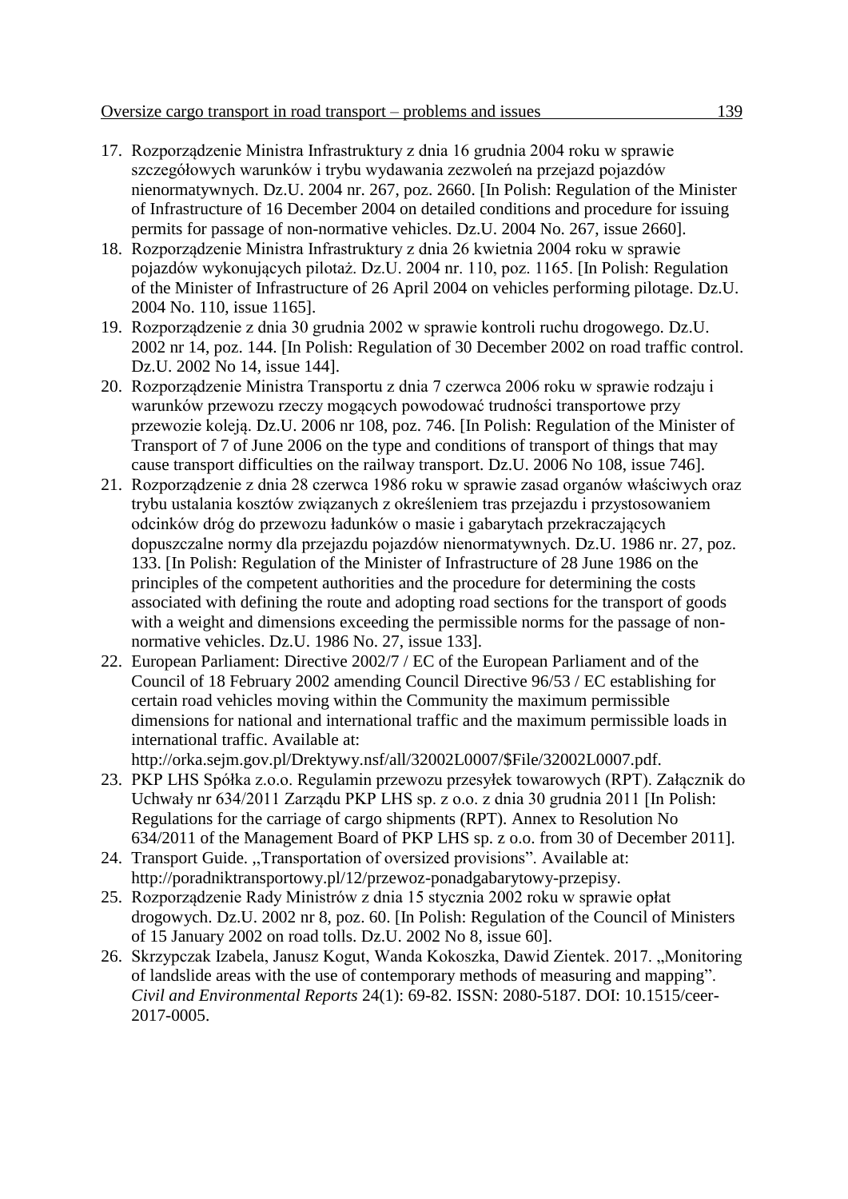17. Rozporządzenie Ministra Infrastruktury z dnia 16 grudnia 2004 roku w sprawie szczegółowych warunków i trybu wydawania zezwoleń na przejazd pojazdów nienormatywnych. Dz.U. 2004 nr. 267, poz. 2660. [In Polish: Regulation of the Minister of Infrastructure of 16 December 2004 on detailed conditions and procedure for issuing permits for passage of non-normative vehicles. Dz.U. 2004 No. 267, issue 2660].
18. Rozporządzenie Ministra Infrastruktury z dnia 26 kwietnia 2004 roku w sprawie pojazdów wykonujących pilotaż. Dz.U. 2004 nr. 110, poz. 1165. [In Polish: Regulation of the Minister of Infrastructure of 26 April 2004 on vehicles performing pilotage. Dz.U. 2004 No. 110, issue 1165].
19. Rozporządzenie z dnia 30 grudnia 2002 w sprawie kontroli ruchu drogowego. Dz.U. 2002 nr 14, poz. 144. [In Polish: Regulation of 30 December 2002 on road traffic control. Dz.U. 2002 No 14, issue 144].
20. Rozporządzenie Ministra Transportu z dnia 7 czerwca 2006 roku w sprawie rodzaju i warunków przewozu rzeczy mogących powodować trudności transportowe przy przewozie koleją. Dz.U. 2006 nr 108, poz. 746. [In Polish: Regulation of the Minister of Transport of 7 of June 2006 on the type and conditions of transport of things that may cause transport difficulties on the railway transport. Dz.U. 2006 No 108, issue 746].
21. Rozporządzenie z dnia 28 czerwca 1986 roku w sprawie zasad organów właściwych oraz trybu ustalania kosztów związanych z określeniem tras przejazdu i przystosowaniem odcinków dróg do przewozu ładunków o masie i gabarytach przekraczających dopuszczalne normy dla przejazdu pojazdów nienormatywnych. Dz.U. 1986 nr. 27, poz. 133. [In Polish: Regulation of the Minister of Infrastructure of 28 June 1986 on the principles of the competent authorities and the procedure for determining the costs associated with defining the route and adopting road sections for the transport of goods with a weight and dimensions exceeding the permissible norms for the passage of non-normative vehicles. Dz.U. 1986 No. 27, issue 133].
22. European Parliament: Directive 2002/7 / EC of the European Parliament and of the Council of 18 February 2002 amending Council Directive 96/53 / EC establishing for certain road vehicles moving within the Community the maximum permissible dimensions for national and international traffic and the maximum permissible loads in international traffic. Available at: http://orka.sejm.gov.pl/Drektywy.nsf/all/32002L0007/$File/32002L0007.pdf.
23. PKP LHS Spółka z.o.o. Regulamin przewozu przesyłek towarowych (RPT). Załącznik do Uchwały nr 634/2011 Zarządu PKP LHS sp. z o.o. z dnia 30 grudnia 2011 [In Polish: Regulations for the carriage of cargo shipments (RPT). Annex to Resolution No 634/2011 of the Management Board of PKP LHS sp. z o.o. from 30 of December 2011].
24. Transport Guide. ,,Transportation of oversized provisions". Available at: http://poradniktransportowy.pl/12/przewoz-ponadgabarytowy-przepisy.
25. Rozporządzenie Rady Ministrów z dnia 15 stycznia 2002 roku w sprawie opłat drogowych. Dz.U. 2002 nr 8, poz. 60. [In Polish: Regulation of the Council of Ministers of 15 January 2002 on road tolls. Dz.U. 2002 No 8, issue 60].
26. Skrzypczak Izabela, Janusz Kogut, Wanda Kokoszka, Dawid Zientek. 2017. ,,Monitoring of landslide areas with the use of contemporary methods of measuring and mapping". *Civil and Environmental Reports* 24(1): 69-82. ISSN: 2080-5187. DOI: 10.1515/ceer-2017-0005.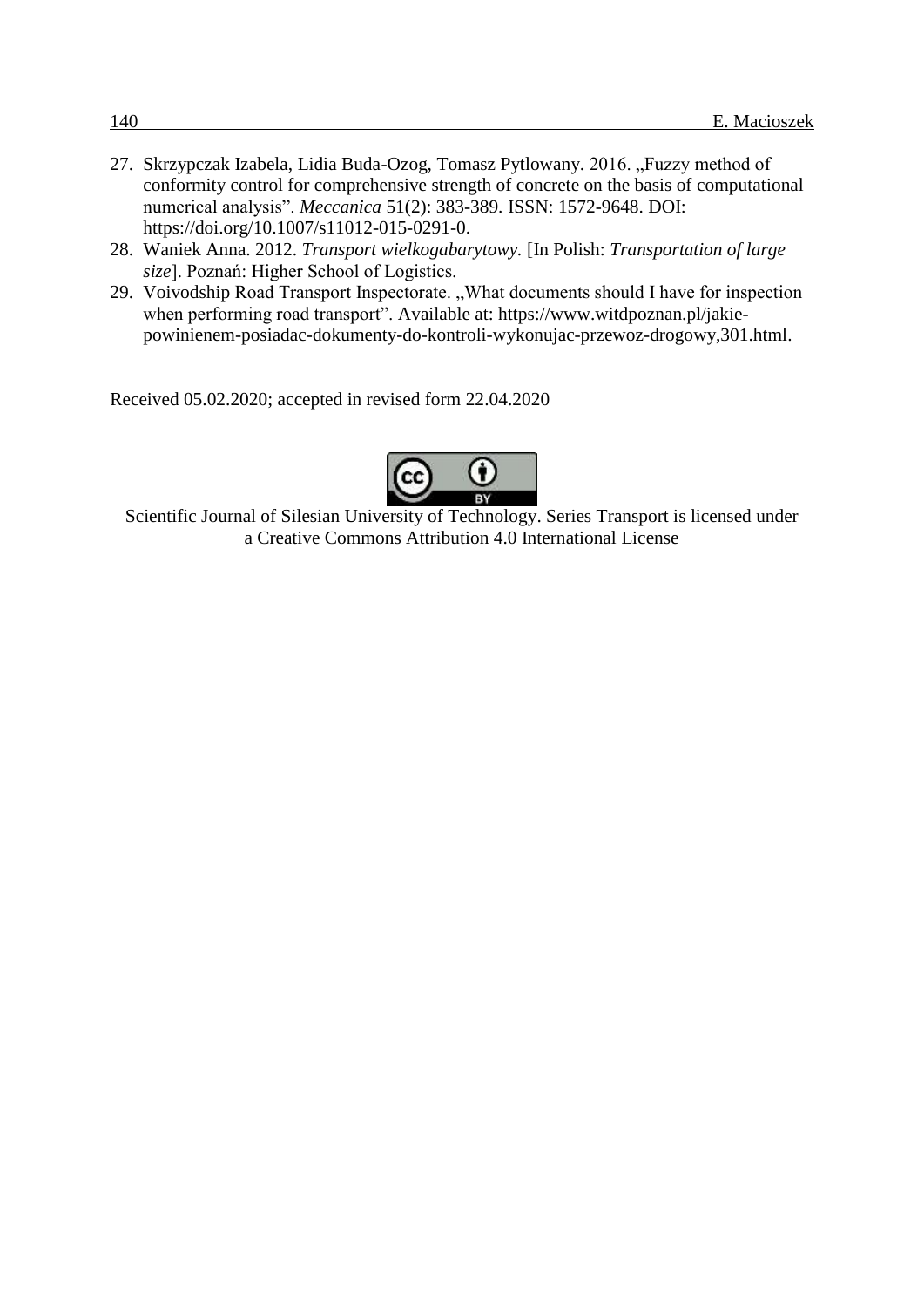27. Skrzypczak Izabela, Lidia Buda-Ozog, Tomasz Pytlowany. 2016. „Fuzzy method of conformity control for comprehensive strength of concrete on the basis of computational numerical analysis". *Meccanica* 51(2): 383-389. ISSN: 1572-9648. DOI: https://doi.org/10.1007/s11012-015-0291-0.
28. Waniek Anna. 2012. *Transport wielkogabarytowy.* [In Polish: *Transportation of large size*]. Poznań: Higher School of Logistics.
29. Voivodship Road Transport Inspectorate. „What documents should I have for inspection when performing road transport". Available at: https://www.witdpoznan.pl/jakie-powinienem-posiadac-dokumenty-do-kontroli-wykonujac-przewoz-drogowy,301.html.

Received 05.02.2020; accepted in revised form 22.04.2020

Scientific Journal of Silesian University of Technology. Series Transport is licensed under a Creative Commons Attribution 4.0 International License